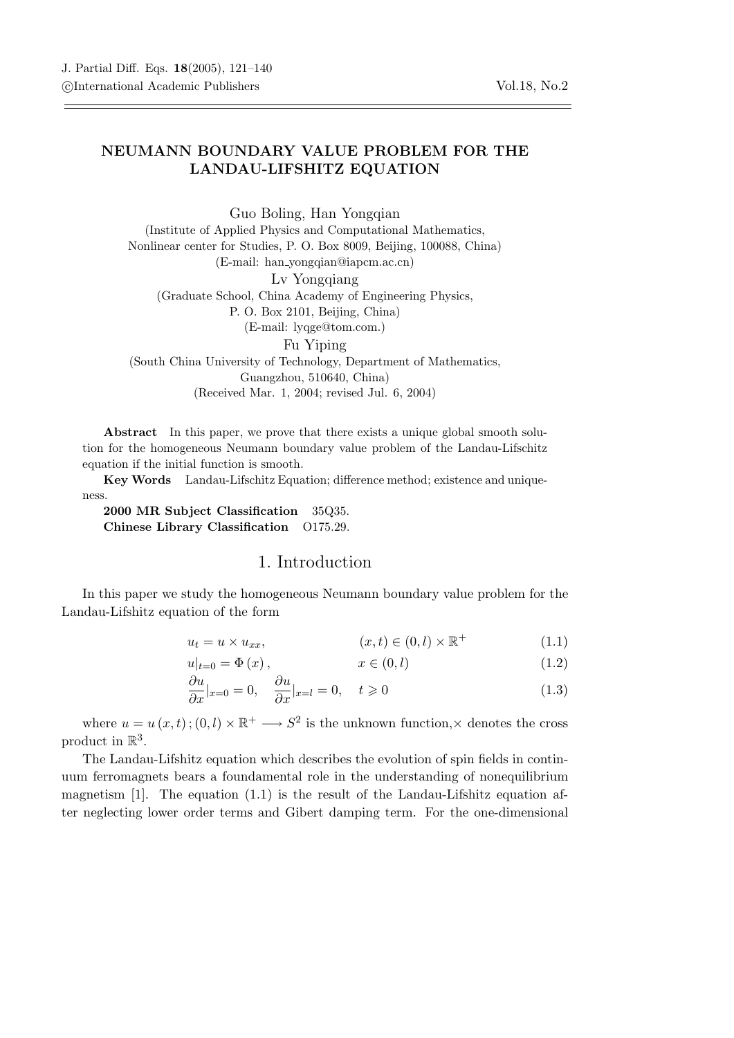# NEUMANN BOUNDARY VALUE PROBLEM FOR THE LANDAU-LIFSHITZ EQUATION

Guo Boling, Han Yongqian

(Institute of Applied Physics and Computational Mathematics,
Nonlinear center for Studies, P. O. Box 8009, Beijing, 100088, China)
(E-mail: han_yongqian@iapcm.ac.cn)

Lv Yongqiang

(Graduate School, China Academy of Engineering Physics,
P. O. Box 2101, Beijing, China)
(E-mail: lyqge@tom.com.)

Fu Yiping

(South China University of Technology, Department of Mathematics,
Guangzhou, 510640, China)
(Received Mar. 1, 2004; revised Jul. 6, 2004)

**Abstract** In this paper, we prove that there exists a unique global smooth solution for the homogeneous Neumann boundary value problem of the Landau-Lifschitz equation if the initial function is smooth.

**Key Words** Landau-Lifschitz Equation; difference method; existence and uniqueness.

**2000 MR Subject Classification** 35Q35.

**Chinese Library Classification** O175.29.

## 1. Introduction

In this paper we study the homogeneous Neumann boundary value problem for the Landau-Lifshitz equation of the form

$$u_t = u \times u_{xx}, \qquad (x,t) \in (0,l) \times \mathbb{R}^+ \tag{1.1}$$

$$u|_{t=0} = \Phi(x), \qquad x \in (0,l) \tag{1.2}$$

$$\frac{\partial u}{\partial x}|_{x=0} = 0, \quad \frac{\partial u}{\partial x}|_{x=l} = 0, \quad t \geqslant 0 \tag{1.3}$$

where $u = u(x,t); (0,l) \times \mathbb{R}^+ \longrightarrow S^2$ is the unknown function,$\times$ denotes the cross product in $\mathbb{R}^3$.

The Landau-Lifshitz equation which describes the evolution of spin fields in continuum ferromagnets bears a foundamental role in the understanding of nonequilibrium magnetism [1]. The equation (1.1) is the result of the Landau-Lifshitz equation after neglecting lower order terms and Gibert damping term. For the one-dimensional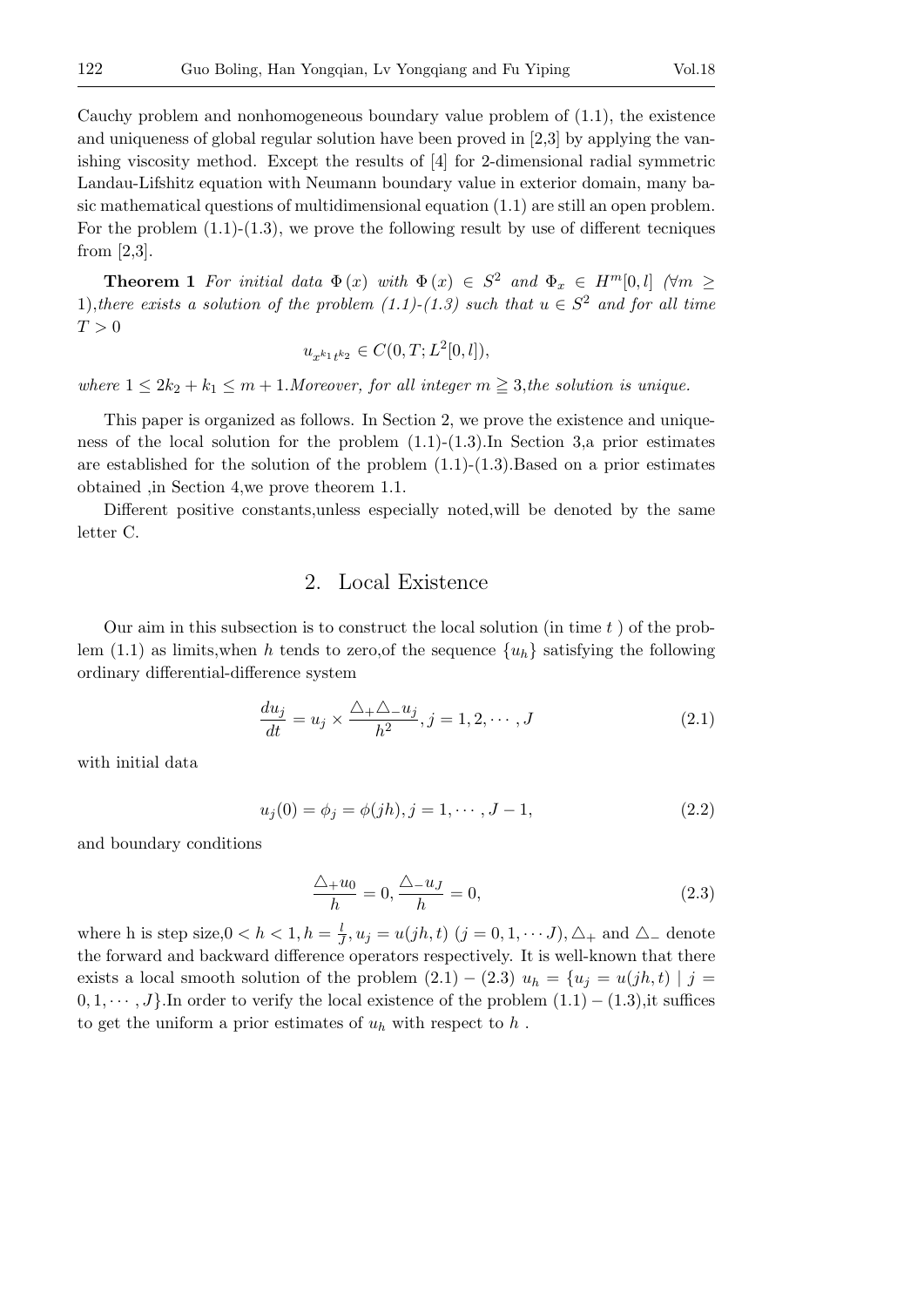Cauchy problem and nonhomogeneous boundary value problem of (1.1), the existence and uniqueness of global regular solution have been proved in [2,3] by applying the vanishing viscosity method. Except the results of [4] for 2-dimensional radial symmetric Landau-Lifshitz equation with Neumann boundary value in exterior domain, many basic mathematical questions of multidimensional equation (1.1) are still an open problem. For the problem (1.1)-(1.3), we prove the following result by use of different tecniques from [2,3].

**Theorem 1** *For initial data $\Phi(x)$ with $\Phi(x) \in S^2$ and $\Phi_x \in H^m[0,l]$ ($\forall m \geq 1$),there exists a solution of the problem (1.1)-(1.3) such that $u \in S^2$ and for all time $T > 0$*

$$u_{x^{k_1}t^{k_2}} \in C(0,T;L^2[0,l]),$$

*where $1 \leq 2k_2 + k_1 \leq m+1$.Moreover, for all integer $m \geqq 3$,the solution is unique.*

This paper is organized as follows. In Section 2, we prove the existence and uniqueness of the local solution for the problem (1.1)-(1.3).In Section 3,a prior estimates are established for the solution of the problem (1.1)-(1.3).Based on a prior estimates obtained ,in Section 4,we prove theorem 1.1.

Different positive constants,unless especially noted,will be denoted by the same letter C.

## 2. Local Existence

Our aim in this subsection is to construct the local solution (in time $t$ ) of the problem (1.1) as limits,when $h$ tends to zero,of the sequence $\{u_h\}$ satisfying the following ordinary differential-difference system

$$\frac{du_j}{dt} = u_j \times \frac{\triangle_+ \triangle_- u_j}{h^2}, j = 1,2,\cdots,J \tag{2.1}$$

with initial data

$$u_j(0) = \phi_j = \phi(jh), j = 1,\cdots,J-1, \tag{2.2}$$

and boundary conditions

$$\frac{\triangle_+ u_0}{h} = 0, \frac{\triangle_- u_J}{h} = 0, \tag{2.3}$$

where h is step size,$0 < h < 1, h = \frac{l}{J}, u_j = u(jh,t)$ $(j = 0,1,\cdots J)$, $\triangle_+$ and $\triangle_-$ denote the forward and backward difference operators respectively. It is well-known that there exists a local smooth solution of the problem $(2.1)-(2.3)$ $u_h = \{u_j = u(jh,t) \mid j = 0,1,\cdots,J\}$.In order to verify the local existence of the problem $(1.1)-(1.3)$,it suffices to get the uniform a prior estimates of $u_h$ with respect to $h$ .